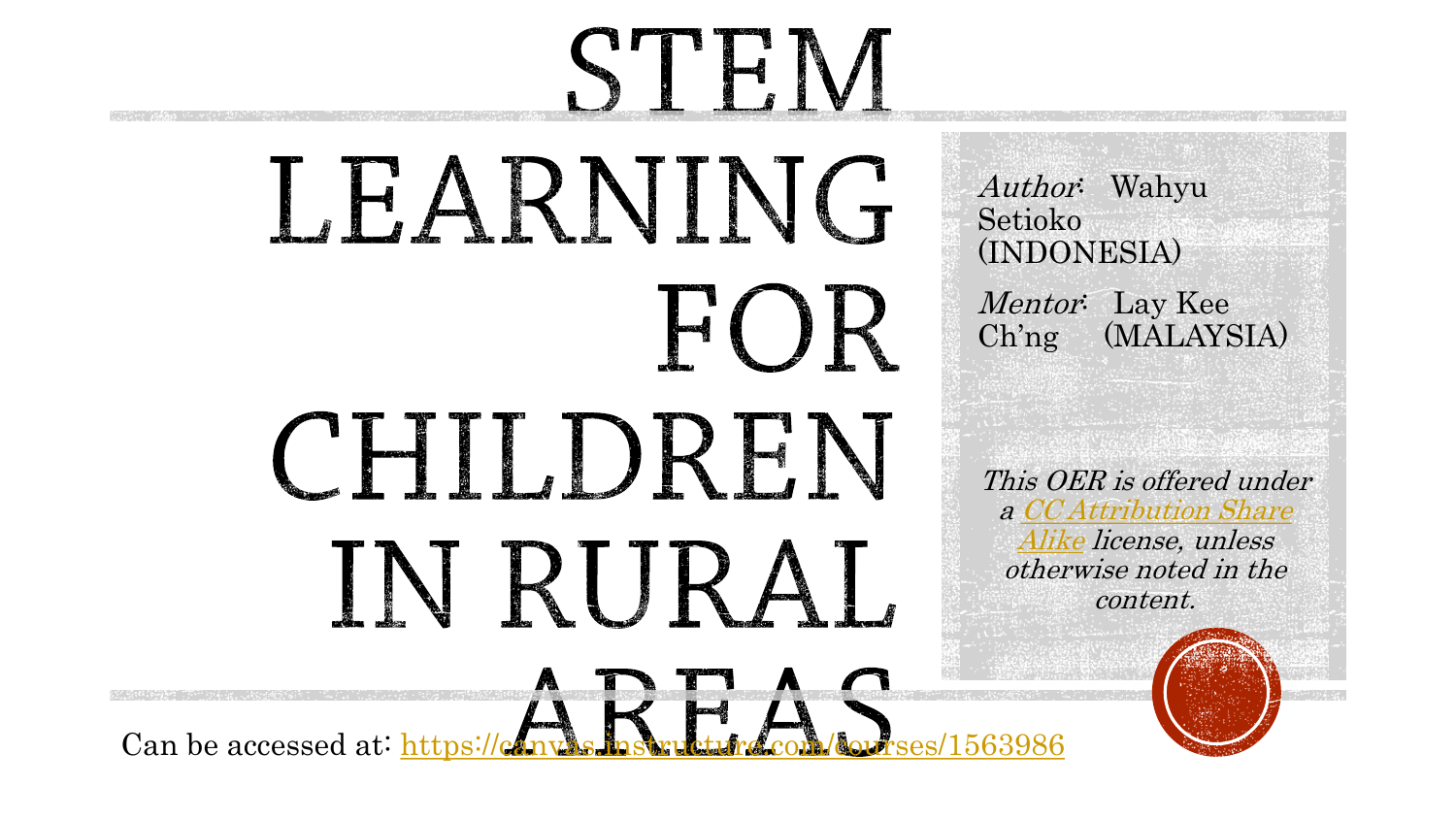# STEM LEARNING FOR CHILDREN IN RURAL AREAS

*Author*: Wahyu Setioko (INDONESIA)

*Mentor*: Lay Kee Ch'ng (MALAYSIA)

*This OER is offered under a [CC Attribution Share Alike]() license, unless otherwise noted in the content.*

Can be accessed at: [https://canvas.instructure.com/courses/1563986](https://canvas.instructure.com/courses/1563986)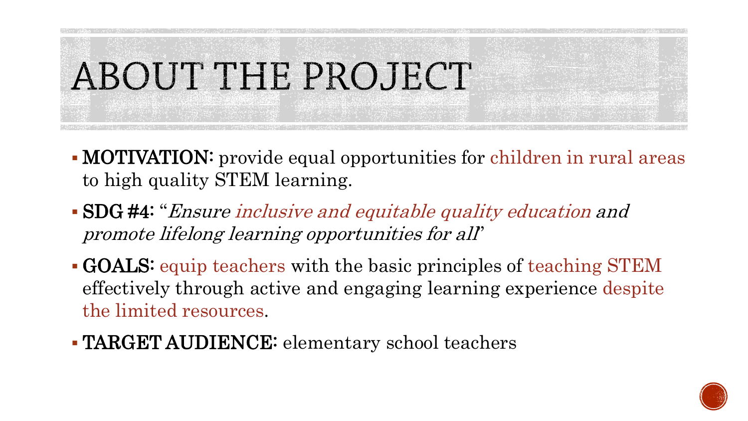# ABOUT THE PROJECT

- **MOTIVATION:** provide equal opportunities for children in rural areas to high quality STEM learning.
- **SDG #4:** "*Ensure inclusive and equitable quality education and promote lifelong learning opportunities for all*"
- **GOALS:** equip teachers with the basic principles of teaching STEM effectively through active and engaging learning experience despite the limited resources.
- **TARGET AUDIENCE:** elementary school teachers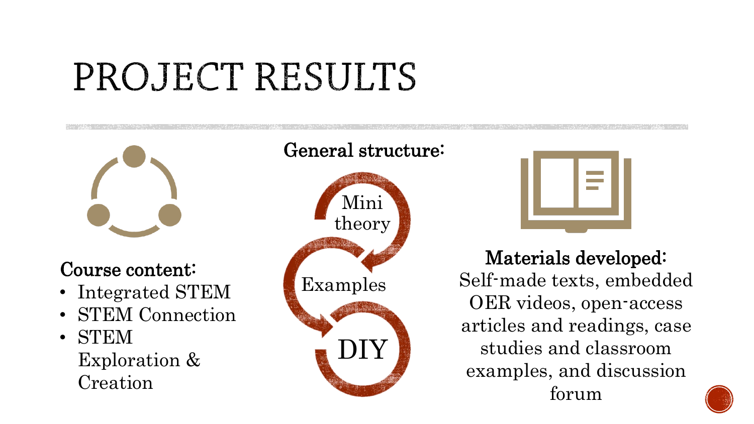# PROJECT RESULTS

**Course content:**

- Integrated STEM
- STEM Connection
- STEM Exploration & Creation

**General structure:**

Mini theory

Examples

DIY

**Materials developed:**

Self-made texts, embedded OER videos, open-access articles and readings, case studies and classroom examples, and discussion forum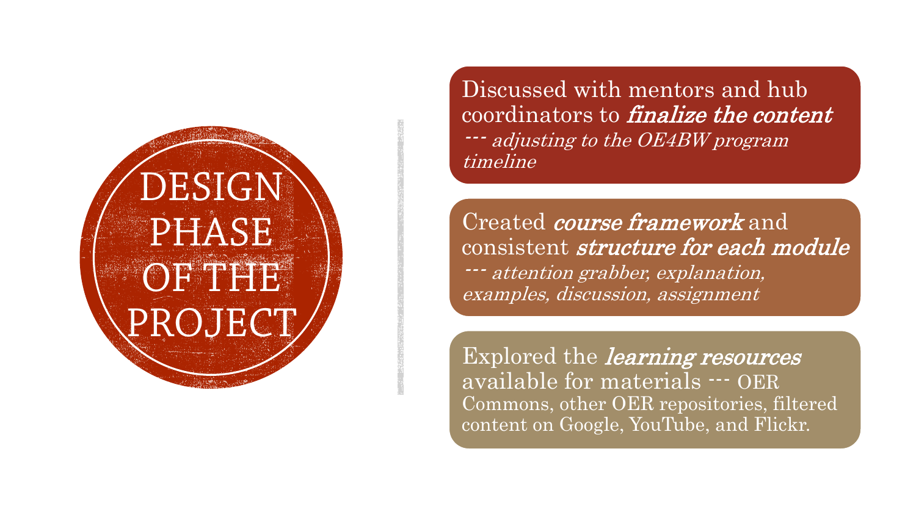# DESIGN PHASE OF THE PROJECT

- Discussed with mentors and hub coordinators to ***finalize the content*** --- *adjusting to the OE4BW program timeline*

- Created ***course framework*** and consistent ***structure for each module*** --- *attention grabber, explanation, examples, discussion, assignment*

- Explored the ***learning resources*** available for materials --- OER Commons, other OER repositories, filtered content on Google, YouTube, and Flickr.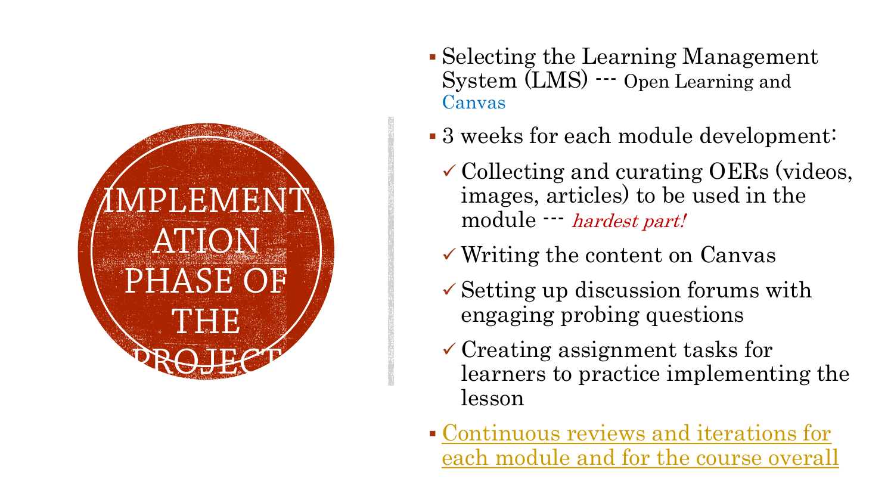# IMPLEMENTATION PHASE OF THE PROJECT

- Selecting the Learning Management System (LMS) --- Open Learning and Canvas
- 3 weeks for each module development:
  - ✓ Collecting and curating OERs (videos, images, articles) to be used in the module --- *hardest part!*
  - ✓ Writing the content on Canvas
  - ✓ Setting up discussion forums with engaging probing questions
  - ✓ Creating assignment tasks for learners to practice implementing the lesson
- Continuous reviews and iterations for each module and for the course overall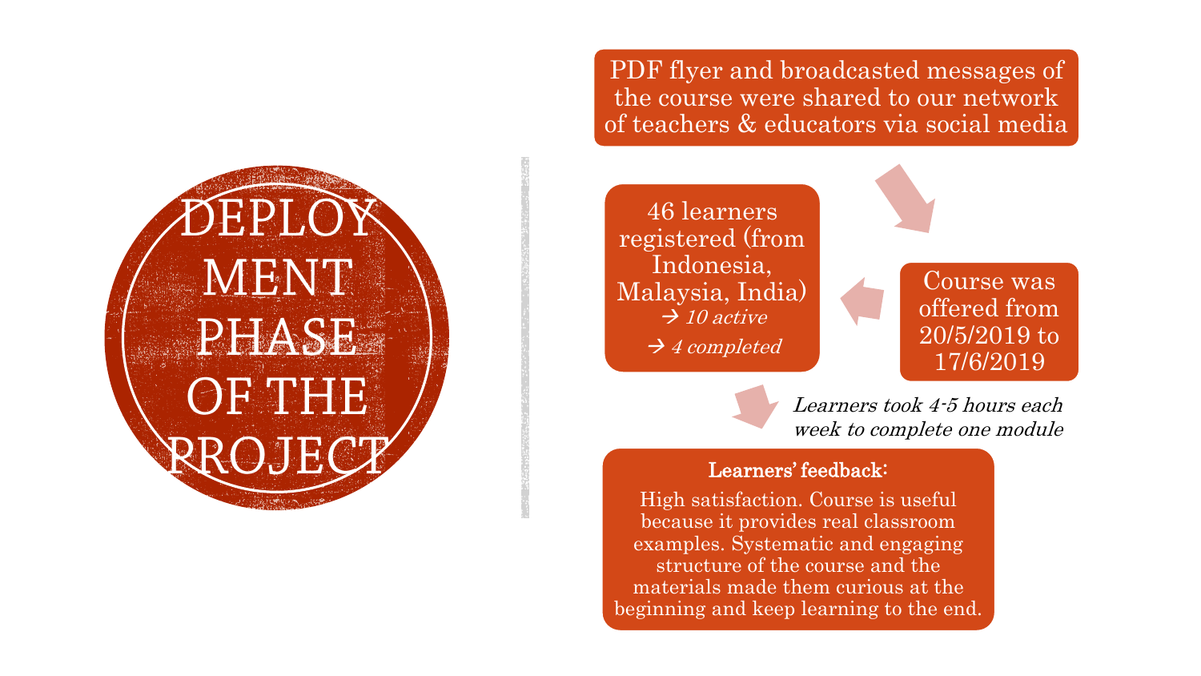# DEPLOYMENT PHASE OF THE PROJECT

PDF flyer and broadcasted messages of the course were shared to our network of teachers & educators via social media

Course was offered from 20/5/2019 to 17/6/2019

46 learners registered (from Indonesia, Malaysia, India)
→ *10 active*
→ *4 completed*

*Learners took 4-5 hours each week to complete one module*

**Learners' feedback:**

High satisfaction. Course is useful because it provides real classroom examples. Systematic and engaging structure of the course and the materials made them curious at the beginning and keep learning to the end.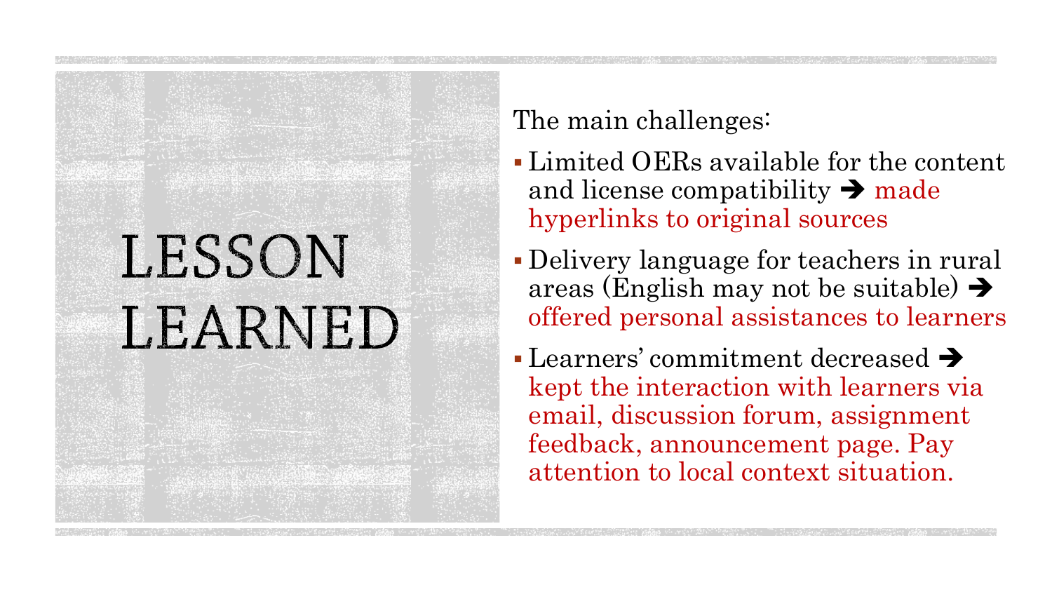# LESSON LEARNED

The main challenges:

- Limited OERs available for the content and license compatibility ➔ made hyperlinks to original sources
- Delivery language for teachers in rural areas (English may not be suitable) ➔ offered personal assistances to learners
- Learners' commitment decreased ➔ kept the interaction with learners via email, discussion forum, assignment feedback, announcement page. Pay attention to local context situation.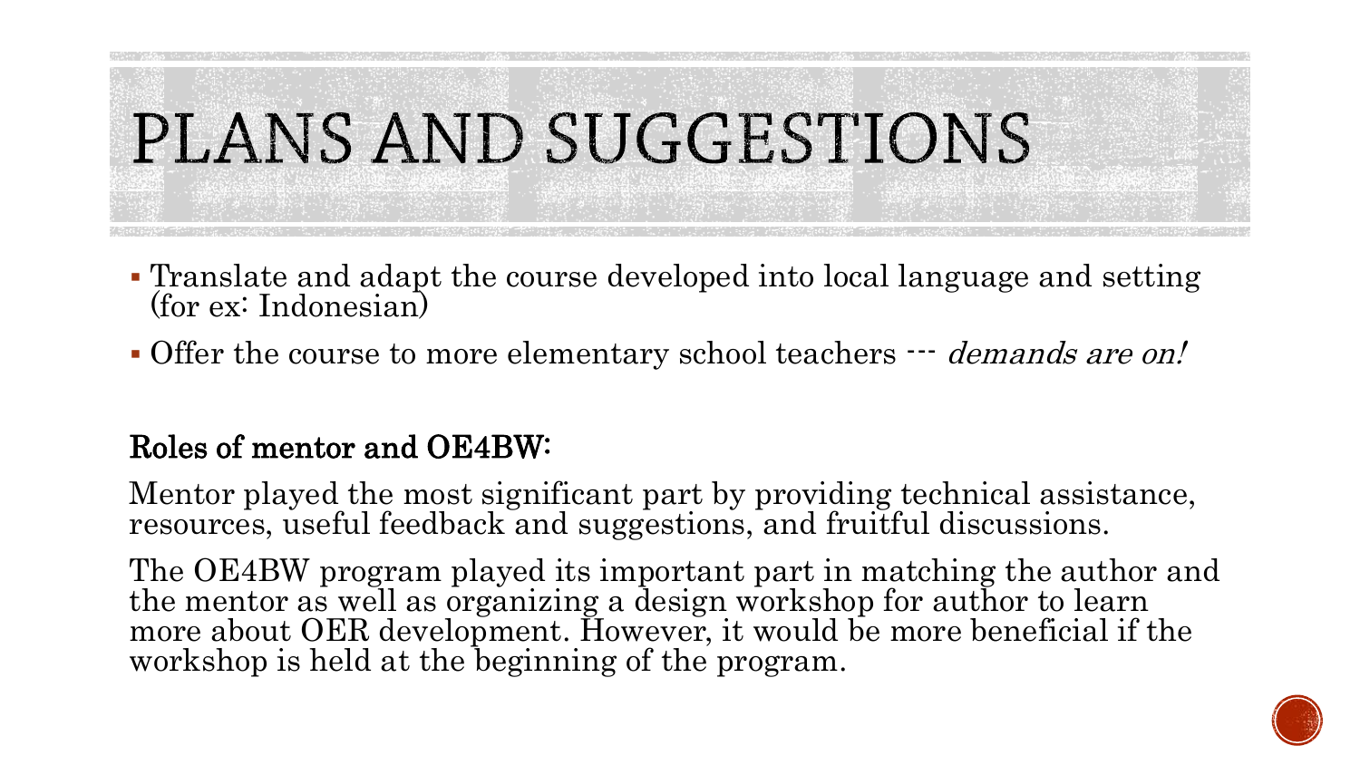# PLANS AND SUGGESTIONS

- Translate and adapt the course developed into local language and setting (for ex: Indonesian)
- Offer the course to more elementary school teachers --- *demands are on!*

**Roles of mentor and OE4BW:**

Mentor played the most significant part by providing technical assistance, resources, useful feedback and suggestions, and fruitful discussions.

The OE4BW program played its important part in matching the author and the mentor as well as organizing a design workshop for author to learn more about OER development. However, it would be more beneficial if the workshop is held at the beginning of the program.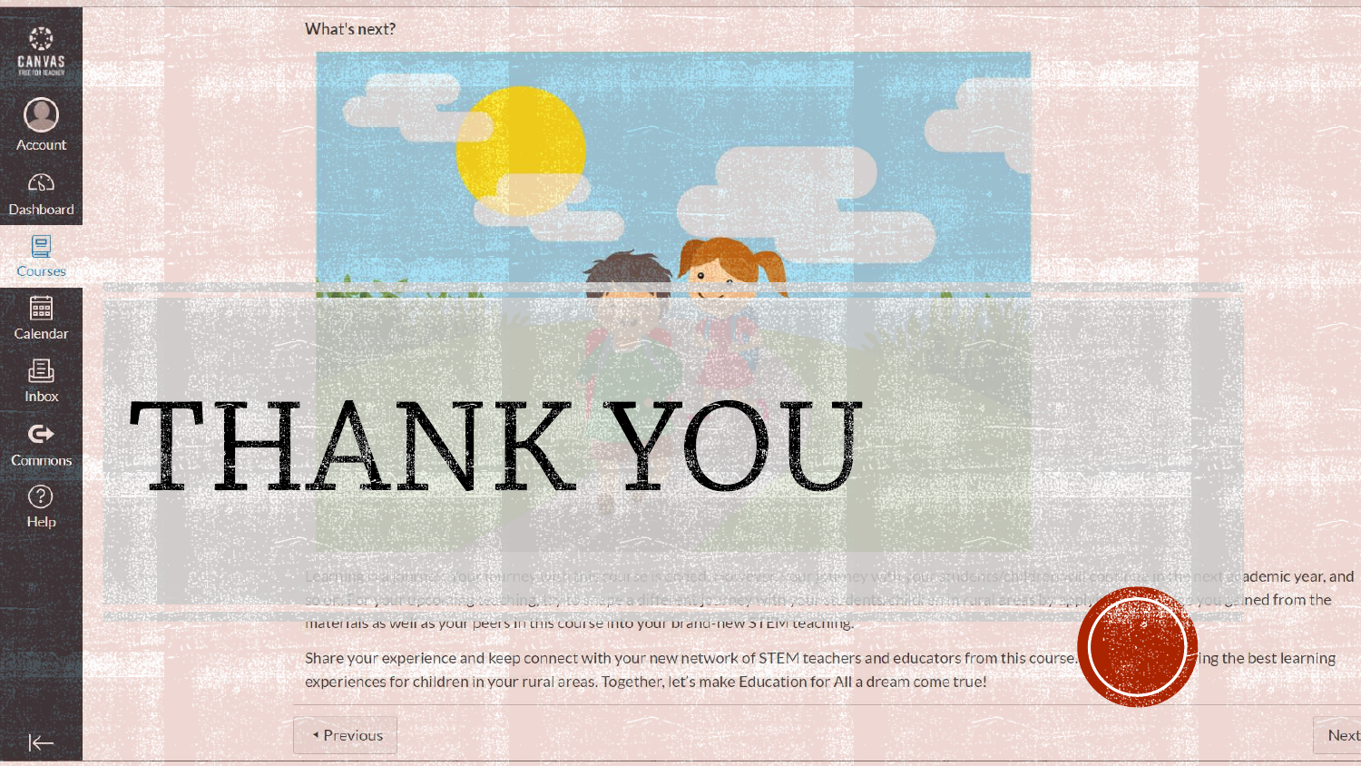What's next?

# THANK YOU

Learning is a journey. Your journey with this course is ended. However, your journey with your students/children will continue in the next academic year, and so on. For your upcoming teaching, try to shape a different journey with your students/children in rural areas by applying what you gained from the materials as well as your peers in this course into your brand-new STEM teaching.

Share your experience and keep connect with your new network of STEM teachers and educators from this course. ...ing the best learning experiences for children in your rural areas. Together, let's make Education for All a dream come true!

◂ Previous

Next